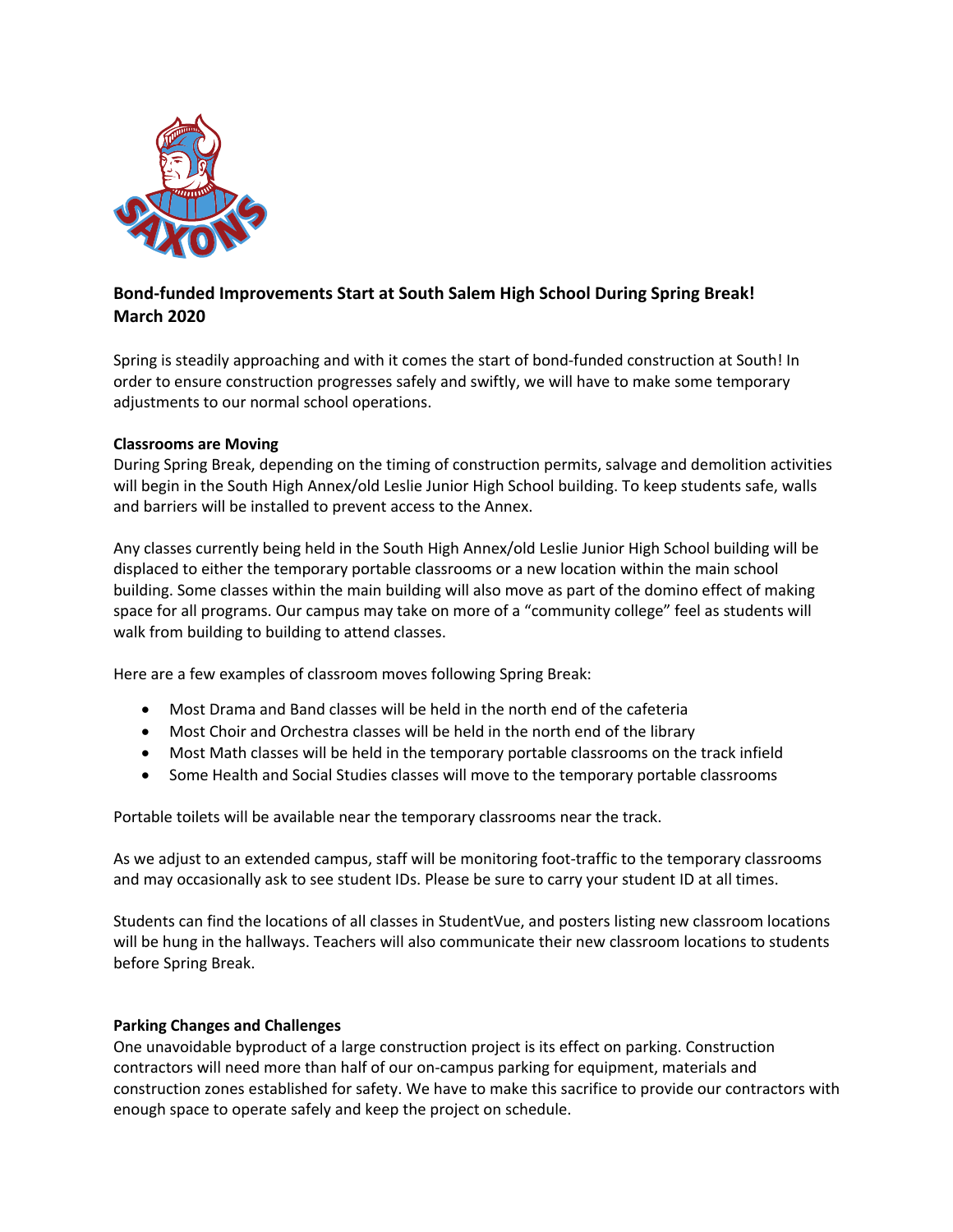## Bond-funded Improvements Start at South Salem High School During Spring Break!
## March 2020

Spring is steadily approaching and with it comes the start of bond-funded construction at South! In order to ensure construction progresses safely and swiftly, we will have to make some temporary adjustments to our normal school operations.

### Classrooms are Moving

During Spring Break, depending on the timing of construction permits, salvage and demolition activities will begin in the South High Annex/old Leslie Junior High School building. To keep students safe, walls and barriers will be installed to prevent access to the Annex.

Any classes currently being held in the South High Annex/old Leslie Junior High School building will be displaced to either the temporary portable classrooms or a new location within the main school building. Some classes within the main building will also move as part of the domino effect of making space for all programs. Our campus may take on more of a "community college" feel as students will walk from building to building to attend classes.

Here are a few examples of classroom moves following Spring Break:

- Most Drama and Band classes will be held in the north end of the cafeteria
- Most Choir and Orchestra classes will be held in the north end of the library
- Most Math classes will be held in the temporary portable classrooms on the track infield
- Some Health and Social Studies classes will move to the temporary portable classrooms

Portable toilets will be available near the temporary classrooms near the track.

As we adjust to an extended campus, staff will be monitoring foot-traffic to the temporary classrooms and may occasionally ask to see student IDs. Please be sure to carry your student ID at all times.

Students can find the locations of all classes in StudentVue, and posters listing new classroom locations will be hung in the hallways. Teachers will also communicate their new classroom locations to students before Spring Break.

### Parking Changes and Challenges

One unavoidable byproduct of a large construction project is its effect on parking. Construction contractors will need more than half of our on-campus parking for equipment, materials and construction zones established for safety. We have to make this sacrifice to provide our contractors with enough space to operate safely and keep the project on schedule.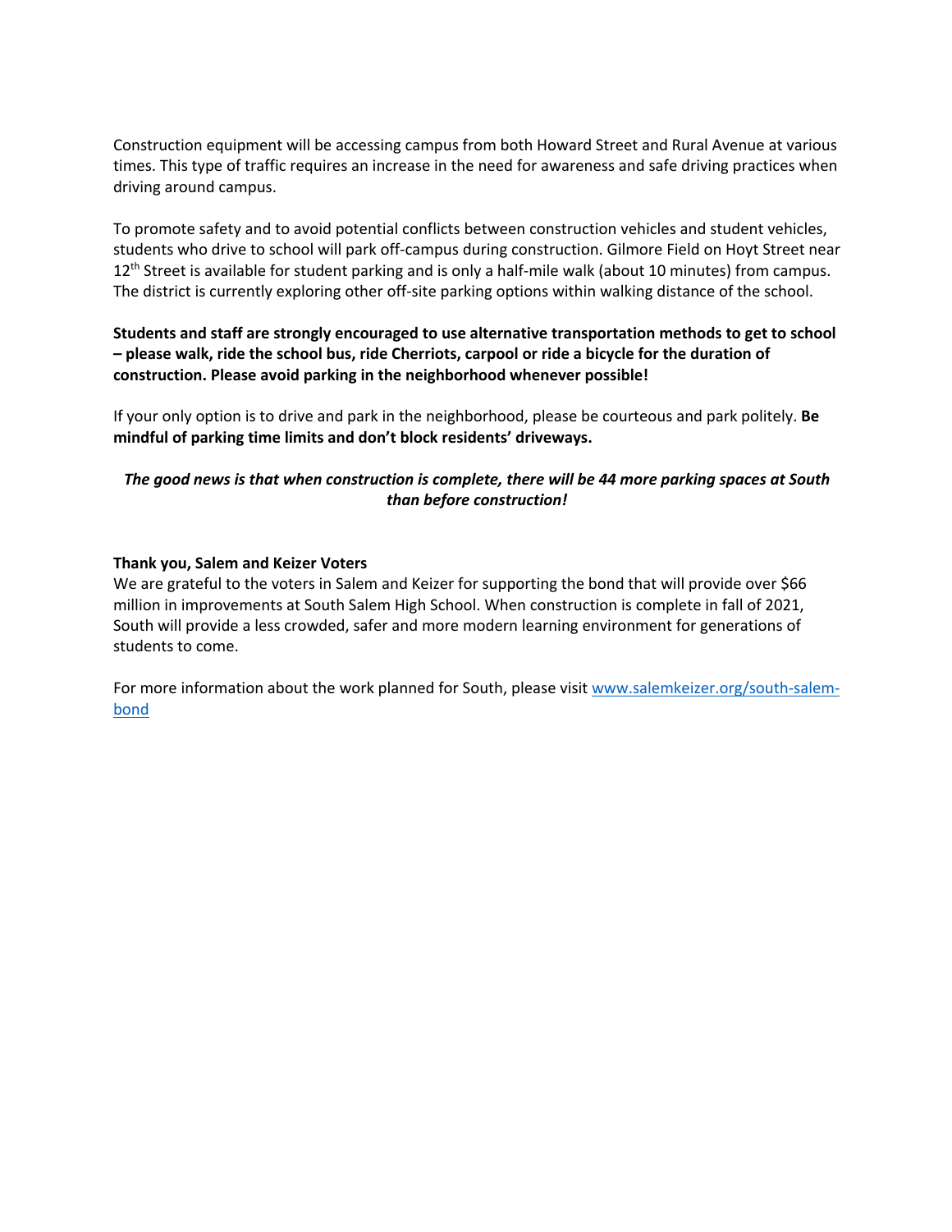Construction equipment will be accessing campus from both Howard Street and Rural Avenue at various times. This type of traffic requires an increase in the need for awareness and safe driving practices when driving around campus.

To promote safety and to avoid potential conflicts between construction vehicles and student vehicles, students who drive to school will park off-campus during construction. Gilmore Field on Hoyt Street near 12th Street is available for student parking and is only a half-mile walk (about 10 minutes) from campus. The district is currently exploring other off-site parking options within walking distance of the school.

**Students and staff are strongly encouraged to use alternative transportation methods to get to school – please walk, ride the school bus, ride Cherriots, carpool or ride a bicycle for the duration of construction. Please avoid parking in the neighborhood whenever possible!**

If your only option is to drive and park in the neighborhood, please be courteous and park politely. **Be mindful of parking time limits and don't block residents' driveways.**

***The good news is that when construction is complete, there will be 44 more parking spaces at South than before construction!***

**Thank you, Salem and Keizer Voters**

We are grateful to the voters in Salem and Keizer for supporting the bond that will provide over $66 million in improvements at South Salem High School. When construction is complete in fall of 2021, South will provide a less crowded, safer and more modern learning environment for generations of students to come.

For more information about the work planned for South, please visit [www.salemkeizer.org/south-salem-bond](http://www.salemkeizer.org/south-salem-bond)